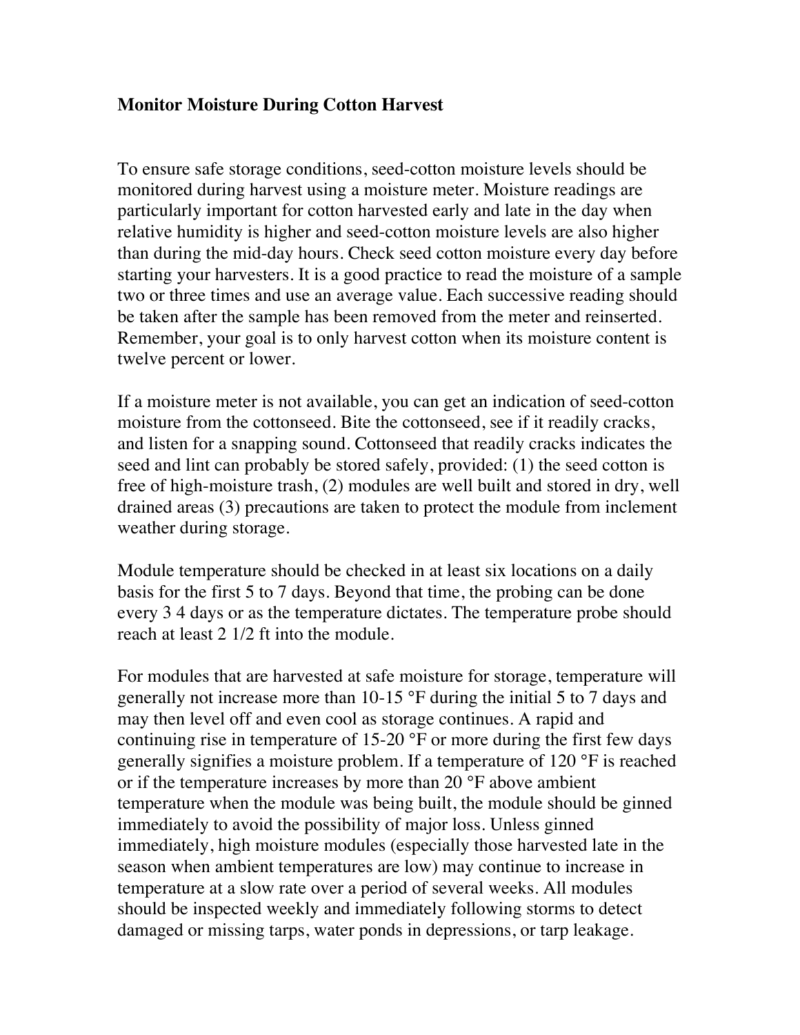# Monitor Moisture During Cotton Harvest

To ensure safe storage conditions, seed-cotton moisture levels should be monitored during harvest using a moisture meter. Moisture readings are particularly important for cotton harvested early and late in the day when relative humidity is higher and seed-cotton moisture levels are also higher than during the mid-day hours. Check seed cotton moisture every day before starting your harvesters. It is a good practice to read the moisture of a sample two or three times and use an average value. Each successive reading should be taken after the sample has been removed from the meter and reinserted. Remember, your goal is to only harvest cotton when its moisture content is twelve percent or lower.

If a moisture meter is not available, you can get an indication of seed-cotton moisture from the cottonseed. Bite the cottonseed, see if it readily cracks, and listen for a snapping sound. Cottonseed that readily cracks indicates the seed and lint can probably be stored safely, provided: (1) the seed cotton is free of high-moisture trash, (2) modules are well built and stored in dry, well drained areas (3) precautions are taken to protect the module from inclement weather during storage.

Module temperature should be checked in at least six locations on a daily basis for the first 5 to 7 days. Beyond that time, the probing can be done every 3 4 days or as the temperature dictates. The temperature probe should reach at least 2 1/2 ft into the module.

For modules that are harvested at safe moisture for storage, temperature will generally not increase more than 10-15 °F during the initial 5 to 7 days and may then level off and even cool as storage continues. A rapid and continuing rise in temperature of 15-20 °F or more during the first few days generally signifies a moisture problem. If a temperature of 120 °F is reached or if the temperature increases by more than 20 °F above ambient temperature when the module was being built, the module should be ginned immediately to avoid the possibility of major loss. Unless ginned immediately, high moisture modules (especially those harvested late in the season when ambient temperatures are low) may continue to increase in temperature at a slow rate over a period of several weeks. All modules should be inspected weekly and immediately following storms to detect damaged or missing tarps, water ponds in depressions, or tarp leakage.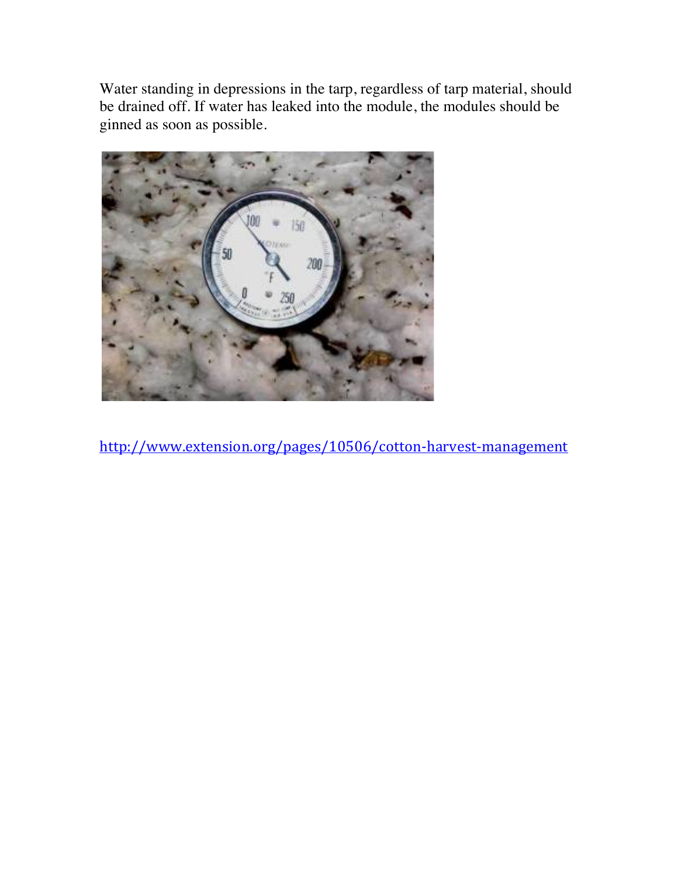Water standing in depressions in the tarp, regardless of tarp material, should be drained off. If water has leaked into the module, the modules should be ginned as soon as possible.

http://www.extension.org/pages/10506/cotton-harvest-management